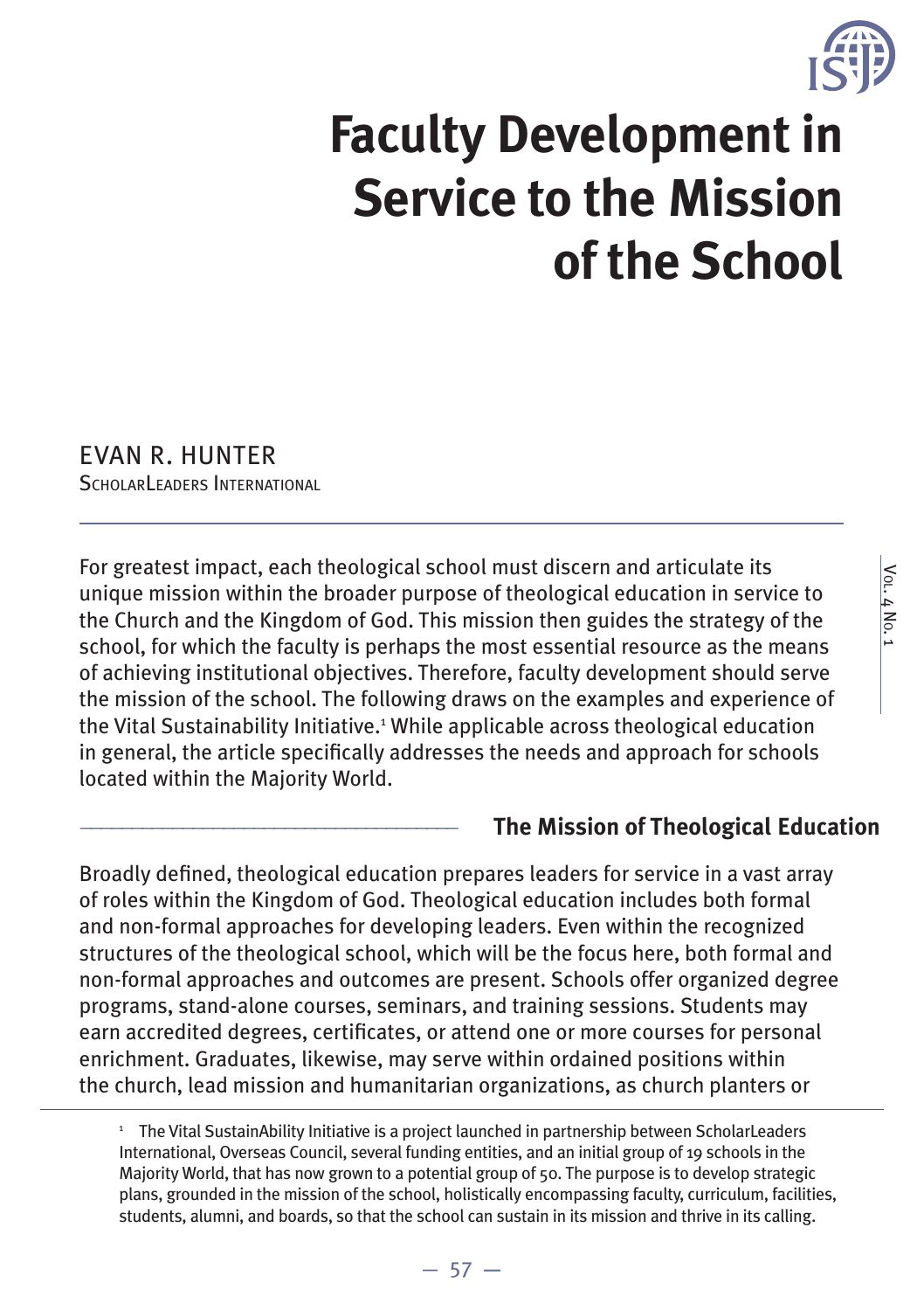# Faculty Development in Service to the Mission of the School

EVAN R. HUNTER
ScholarLeaders International

For greatest impact, each theological school must discern and articulate its unique mission within the broader purpose of theological education in service to the Church and the Kingdom of God. This mission then guides the strategy of the school, for which the faculty is perhaps the most essential resource as the means of achieving institutional objectives. Therefore, faculty development should serve the mission of the school. The following draws on the examples and experience of the Vital Sustainability Initiative.[1] While applicable across theological education in general, the article specifically addresses the needs and approach for schools located within the Majority World.

## The Mission of Theological Education

Broadly defined, theological education prepares leaders for service in a vast array of roles within the Kingdom of God. Theological education includes both formal and non-formal approaches for developing leaders. Even within the recognized structures of the theological school, which will be the focus here, both formal and non-formal approaches and outcomes are present. Schools offer organized degree programs, stand-alone courses, seminars, and training sessions. Students may earn accredited degrees, certificates, or attend one or more courses for personal enrichment. Graduates, likewise, may serve within ordained positions within the church, lead mission and humanitarian organizations, as church planters or

[1] The Vital SustainAbility Initiative is a project launched in partnership between ScholarLeaders International, Overseas Council, several funding entities, and an initial group of 19 schools in the Majority World, that has now grown to a potential group of 50. The purpose is to develop strategic plans, grounded in the mission of the school, holistically encompassing faculty, curriculum, facilities, students, alumni, and boards, so that the school can sustain in its mission and thrive in its calling.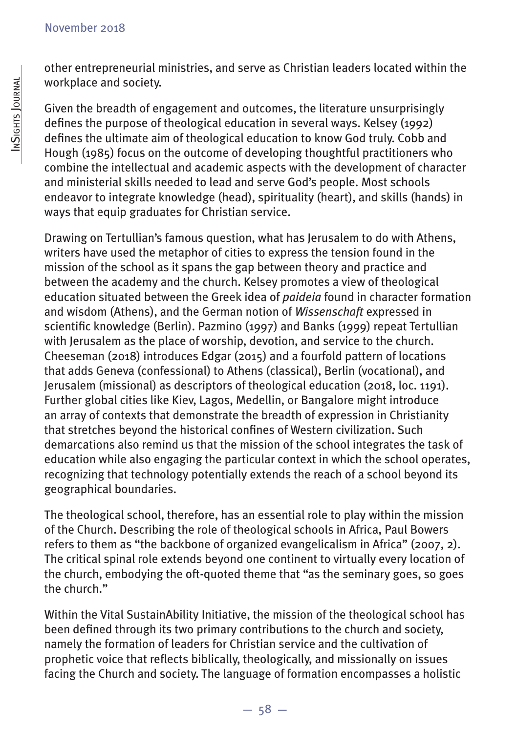other entrepreneurial ministries, and serve as Christian leaders located within the workplace and society.

Given the breadth of engagement and outcomes, the literature unsurprisingly defines the purpose of theological education in several ways. Kelsey (1992) defines the ultimate aim of theological education to know God truly. Cobb and Hough (1985) focus on the outcome of developing thoughtful practitioners who combine the intellectual and academic aspects with the development of character and ministerial skills needed to lead and serve God's people. Most schools endeavor to integrate knowledge (head), spirituality (heart), and skills (hands) in ways that equip graduates for Christian service.

Drawing on Tertullian's famous question, what has Jerusalem to do with Athens, writers have used the metaphor of cities to express the tension found in the mission of the school as it spans the gap between theory and practice and between the academy and the church. Kelsey promotes a view of theological education situated between the Greek idea of *paideia* found in character formation and wisdom (Athens), and the German notion of *Wissenschaft* expressed in scientific knowledge (Berlin). Pazmino (1997) and Banks (1999) repeat Tertullian with Jerusalem as the place of worship, devotion, and service to the church. Cheeseman (2018) introduces Edgar (2015) and a fourfold pattern of locations that adds Geneva (confessional) to Athens (classical), Berlin (vocational), and Jerusalem (missional) as descriptors of theological education (2018, loc. 1191). Further global cities like Kiev, Lagos, Medellin, or Bangalore might introduce an array of contexts that demonstrate the breadth of expression in Christianity that stretches beyond the historical confines of Western civilization. Such demarcations also remind us that the mission of the school integrates the task of education while also engaging the particular context in which the school operates, recognizing that technology potentially extends the reach of a school beyond its geographical boundaries.

The theological school, therefore, has an essential role to play within the mission of the Church. Describing the role of theological schools in Africa, Paul Bowers refers to them as "the backbone of organized evangelicalism in Africa" (2007, 2). The critical spinal role extends beyond one continent to virtually every location of the church, embodying the oft-quoted theme that "as the seminary goes, so goes the church."

Within the Vital SustainAbility Initiative, the mission of the theological school has been defined through its two primary contributions to the church and society, namely the formation of leaders for Christian service and the cultivation of prophetic voice that reflects biblically, theologically, and missionally on issues facing the Church and society. The language of formation encompasses a holistic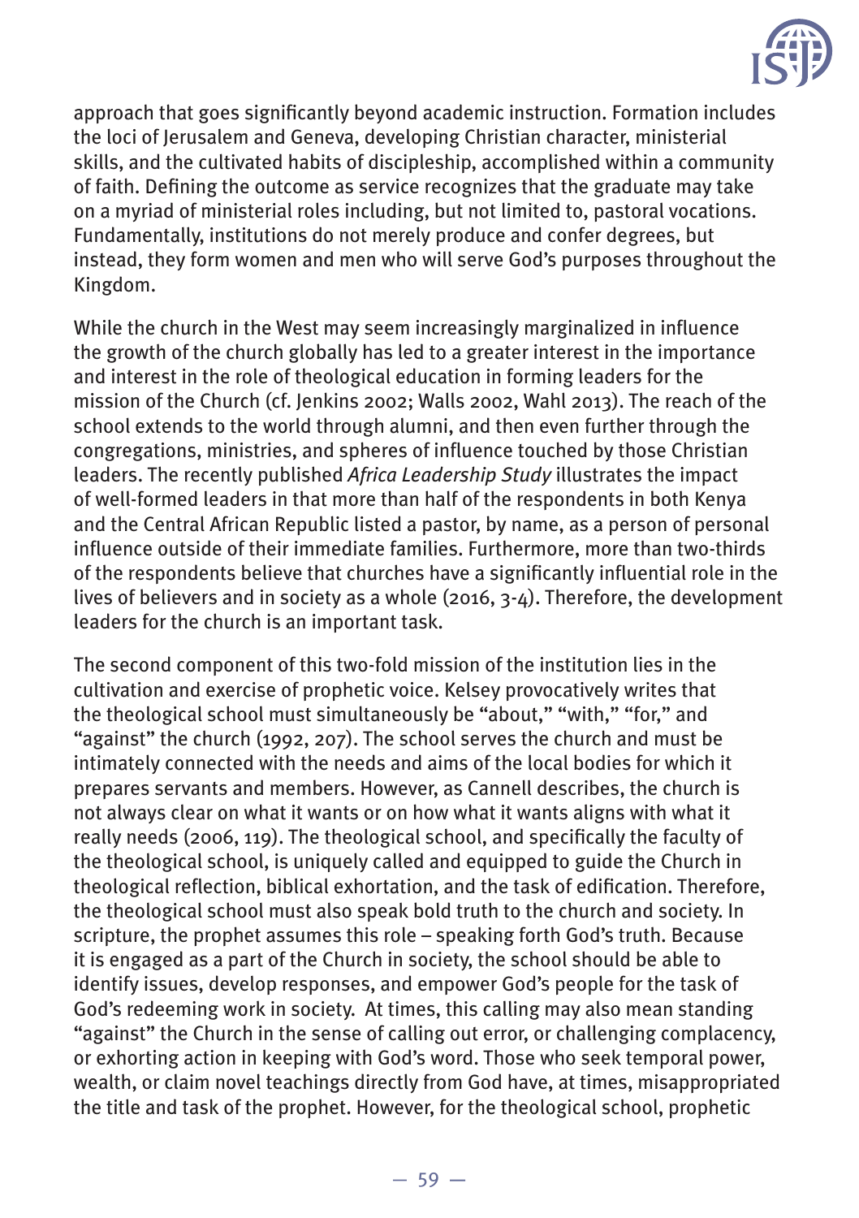approach that goes significantly beyond academic instruction. Formation includes the loci of Jerusalem and Geneva, developing Christian character, ministerial skills, and the cultivated habits of discipleship, accomplished within a community of faith. Defining the outcome as service recognizes that the graduate may take on a myriad of ministerial roles including, but not limited to, pastoral vocations. Fundamentally, institutions do not merely produce and confer degrees, but instead, they form women and men who will serve God's purposes throughout the Kingdom.

While the church in the West may seem increasingly marginalized in influence the growth of the church globally has led to a greater interest in the importance and interest in the role of theological education in forming leaders for the mission of the Church (cf. Jenkins 2002; Walls 2002, Wahl 2013). The reach of the school extends to the world through alumni, and then even further through the congregations, ministries, and spheres of influence touched by those Christian leaders. The recently published *Africa Leadership Study* illustrates the impact of well-formed leaders in that more than half of the respondents in both Kenya and the Central African Republic listed a pastor, by name, as a person of personal influence outside of their immediate families. Furthermore, more than two-thirds of the respondents believe that churches have a significantly influential role in the lives of believers and in society as a whole (2016, 3-4). Therefore, the development leaders for the church is an important task.

The second component of this two-fold mission of the institution lies in the cultivation and exercise of prophetic voice. Kelsey provocatively writes that the theological school must simultaneously be "about," "with," "for," and "against" the church (1992, 207). The school serves the church and must be intimately connected with the needs and aims of the local bodies for which it prepares servants and members. However, as Cannell describes, the church is not always clear on what it wants or on how what it wants aligns with what it really needs (2006, 119). The theological school, and specifically the faculty of the theological school, is uniquely called and equipped to guide the Church in theological reflection, biblical exhortation, and the task of edification. Therefore, the theological school must also speak bold truth to the church and society. In scripture, the prophet assumes this role – speaking forth God's truth. Because it is engaged as a part of the Church in society, the school should be able to identify issues, develop responses, and empower God's people for the task of God's redeeming work in society. At times, this calling may also mean standing "against" the Church in the sense of calling out error, or challenging complacency, or exhorting action in keeping with God's word. Those who seek temporal power, wealth, or claim novel teachings directly from God have, at times, misappropriated the title and task of the prophet. However, for the theological school, prophetic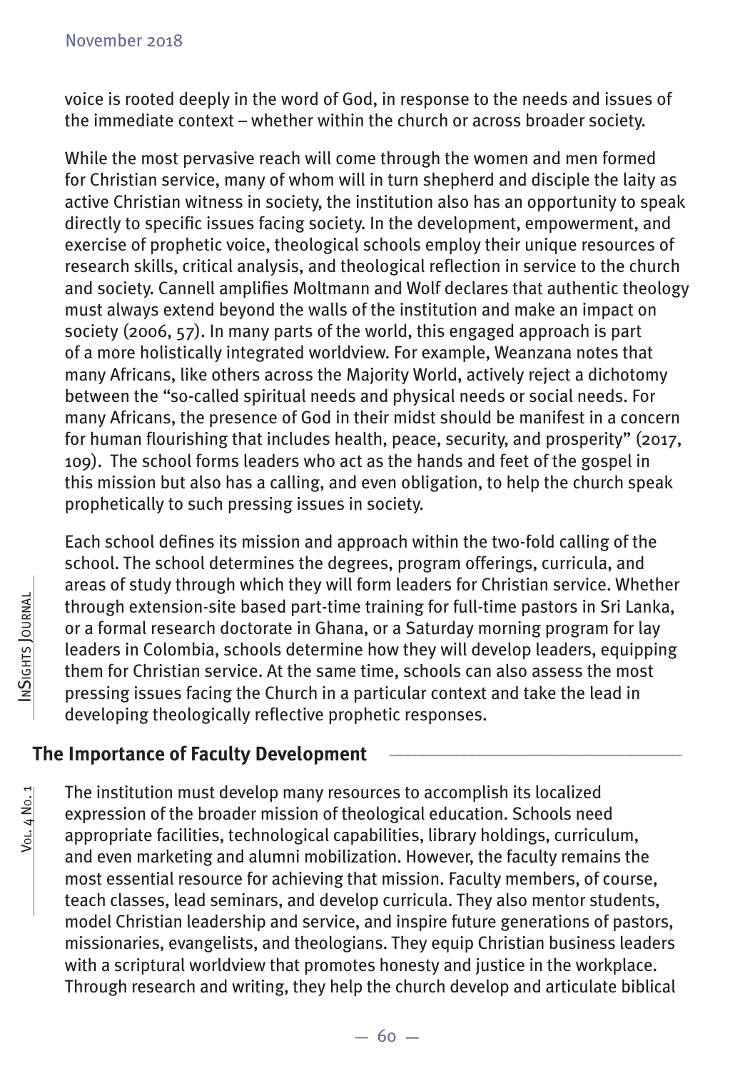voice is rooted deeply in the word of God, in response to the needs and issues of the immediate context – whether within the church or across broader society.

While the most pervasive reach will come through the women and men formed for Christian service, many of whom will in turn shepherd and disciple the laity as active Christian witness in society, the institution also has an opportunity to speak directly to specific issues facing society. In the development, empowerment, and exercise of prophetic voice, theological schools employ their unique resources of research skills, critical analysis, and theological reflection in service to the church and society. Cannell amplifies Moltmann and Wolf declares that authentic theology must always extend beyond the walls of the institution and make an impact on society (2006, 57). In many parts of the world, this engaged approach is part of a more holistically integrated worldview. For example, Weanzana notes that many Africans, like others across the Majority World, actively reject a dichotomy between the "so-called spiritual needs and physical needs or social needs. For many Africans, the presence of God in their midst should be manifest in a concern for human flourishing that includes health, peace, security, and prosperity" (2017, 109). The school forms leaders who act as the hands and feet of the gospel in this mission but also has a calling, and even obligation, to help the church speak prophetically to such pressing issues in society.

Each school defines its mission and approach within the two-fold calling of the school. The school determines the degrees, program offerings, curricula, and areas of study through which they will form leaders for Christian service. Whether through extension-site based part-time training for full-time pastors in Sri Lanka, or a formal research doctorate in Ghana, or a Saturday morning program for lay leaders in Colombia, schools determine how they will develop leaders, equipping them for Christian service. At the same time, schools can also assess the most pressing issues facing the Church in a particular context and take the lead in developing theologically reflective prophetic responses.

## The Importance of Faculty Development

The institution must develop many resources to accomplish its localized expression of the broader mission of theological education. Schools need appropriate facilities, technological capabilities, library holdings, curriculum, and even marketing and alumni mobilization. However, the faculty remains the most essential resource for achieving that mission. Faculty members, of course, teach classes, lead seminars, and develop curricula. They also mentor students, model Christian leadership and service, and inspire future generations of pastors, missionaries, evangelists, and theologians. They equip Christian business leaders with a scriptural worldview that promotes honesty and justice in the workplace. Through research and writing, they help the church develop and articulate biblical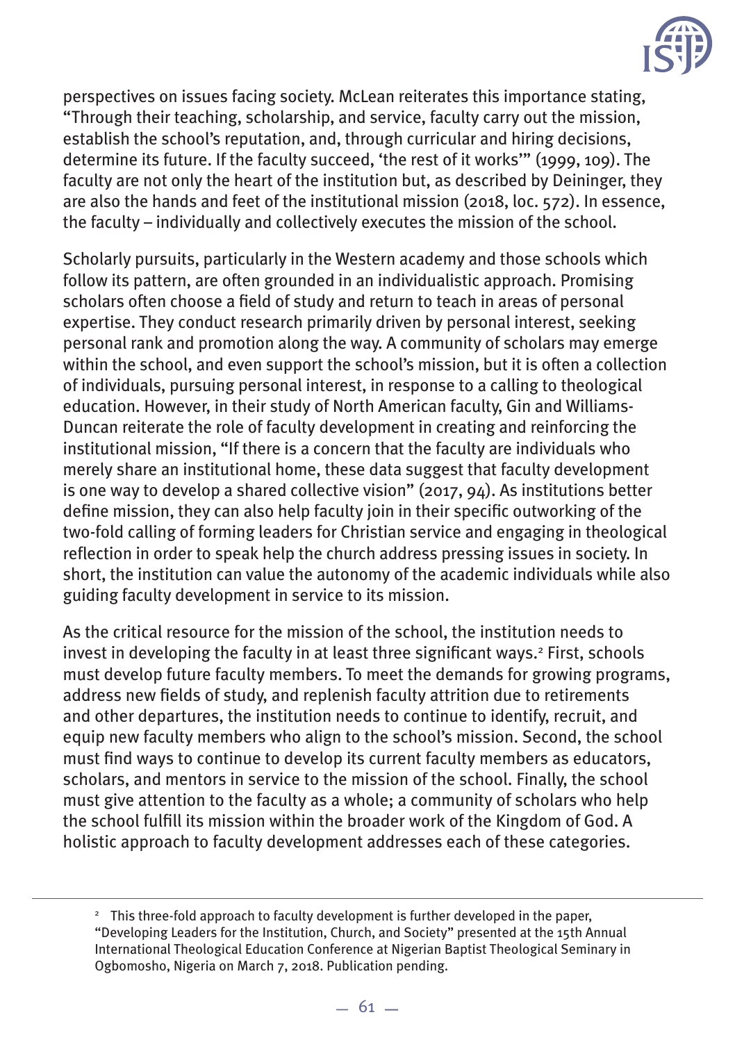perspectives on issues facing society. McLean reiterates this importance stating, "Through their teaching, scholarship, and service, faculty carry out the mission, establish the school's reputation, and, through curricular and hiring decisions, determine its future. If the faculty succeed, 'the rest of it works'" (1999, 109). The faculty are not only the heart of the institution but, as described by Deininger, they are also the hands and feet of the institutional mission (2018, loc. 572). In essence, the faculty – individually and collectively executes the mission of the school.

Scholarly pursuits, particularly in the Western academy and those schools which follow its pattern, are often grounded in an individualistic approach. Promising scholars often choose a field of study and return to teach in areas of personal expertise. They conduct research primarily driven by personal interest, seeking personal rank and promotion along the way. A community of scholars may emerge within the school, and even support the school's mission, but it is often a collection of individuals, pursuing personal interest, in response to a calling to theological education. However, in their study of North American faculty, Gin and Williams-Duncan reiterate the role of faculty development in creating and reinforcing the institutional mission, "If there is a concern that the faculty are individuals who merely share an institutional home, these data suggest that faculty development is one way to develop a shared collective vision" (2017, 94). As institutions better define mission, they can also help faculty join in their specific outworking of the two-fold calling of forming leaders for Christian service and engaging in theological reflection in order to speak help the church address pressing issues in society. In short, the institution can value the autonomy of the academic individuals while also guiding faculty development in service to its mission.

As the critical resource for the mission of the school, the institution needs to invest in developing the faculty in at least three significant ways.[2] First, schools must develop future faculty members. To meet the demands for growing programs, address new fields of study, and replenish faculty attrition due to retirements and other departures, the institution needs to continue to identify, recruit, and equip new faculty members who align to the school's mission. Second, the school must find ways to continue to develop its current faculty members as educators, scholars, and mentors in service to the mission of the school. Finally, the school must give attention to the faculty as a whole; a community of scholars who help the school fulfill its mission within the broader work of the Kingdom of God. A holistic approach to faculty development addresses each of these categories.

[2] This three-fold approach to faculty development is further developed in the paper, "Developing Leaders for the Institution, Church, and Society" presented at the 15th Annual International Theological Education Conference at Nigerian Baptist Theological Seminary in Ogbomosho, Nigeria on March 7, 2018. Publication pending.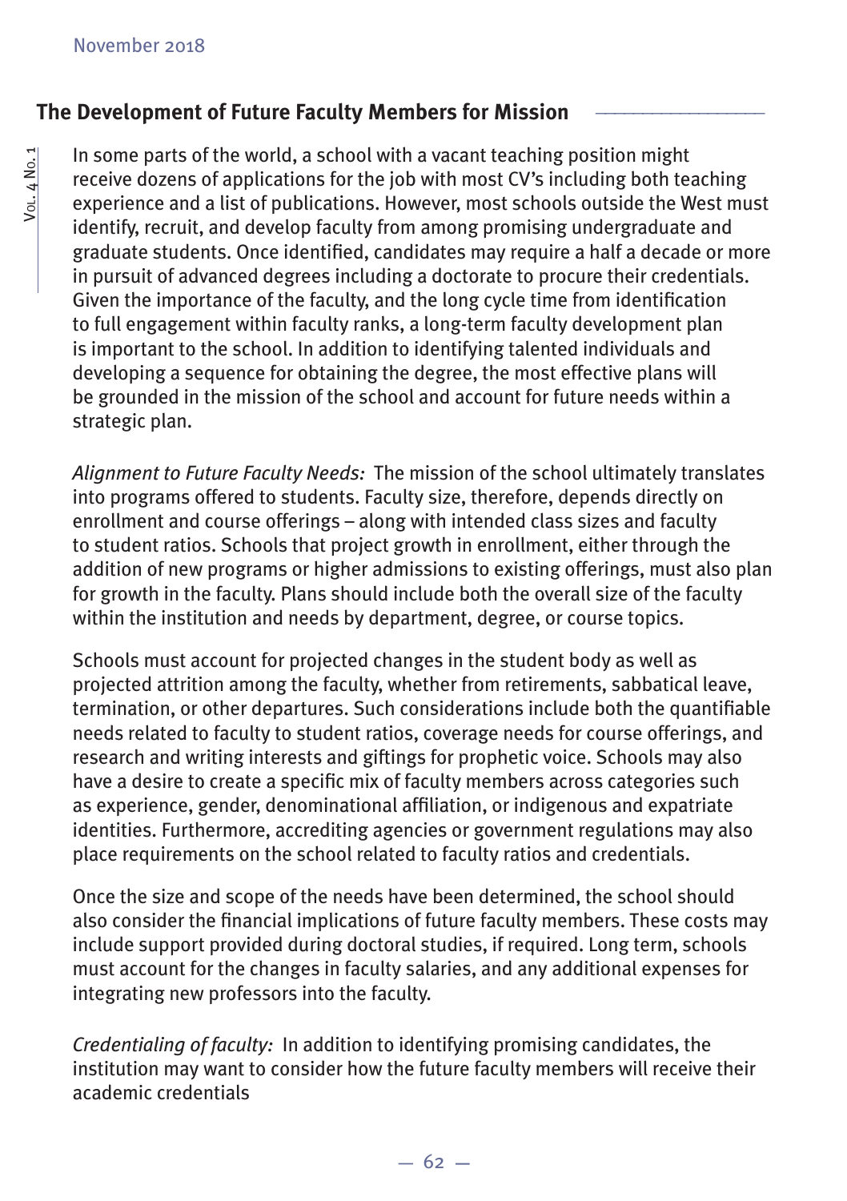## The Development of Future Faculty Members for Mission

In some parts of the world, a school with a vacant teaching position might receive dozens of applications for the job with most CV's including both teaching experience and a list of publications. However, most schools outside the West must identify, recruit, and develop faculty from among promising undergraduate and graduate students. Once identified, candidates may require a half a decade or more in pursuit of advanced degrees including a doctorate to procure their credentials. Given the importance of the faculty, and the long cycle time from identification to full engagement within faculty ranks, a long-term faculty development plan is important to the school. In addition to identifying talented individuals and developing a sequence for obtaining the degree, the most effective plans will be grounded in the mission of the school and account for future needs within a strategic plan.

*Alignment to Future Faculty Needs:* The mission of the school ultimately translates into programs offered to students. Faculty size, therefore, depends directly on enrollment and course offerings – along with intended class sizes and faculty to student ratios. Schools that project growth in enrollment, either through the addition of new programs or higher admissions to existing offerings, must also plan for growth in the faculty. Plans should include both the overall size of the faculty within the institution and needs by department, degree, or course topics.

Schools must account for projected changes in the student body as well as projected attrition among the faculty, whether from retirements, sabbatical leave, termination, or other departures. Such considerations include both the quantifiable needs related to faculty to student ratios, coverage needs for course offerings, and research and writing interests and giftings for prophetic voice. Schools may also have a desire to create a specific mix of faculty members across categories such as experience, gender, denominational affiliation, or indigenous and expatriate identities. Furthermore, accrediting agencies or government regulations may also place requirements on the school related to faculty ratios and credentials.

Once the size and scope of the needs have been determined, the school should also consider the financial implications of future faculty members. These costs may include support provided during doctoral studies, if required. Long term, schools must account for the changes in faculty salaries, and any additional expenses for integrating new professors into the faculty.

*Credentialing of faculty:* In addition to identifying promising candidates, the institution may want to consider how the future faculty members will receive their academic credentials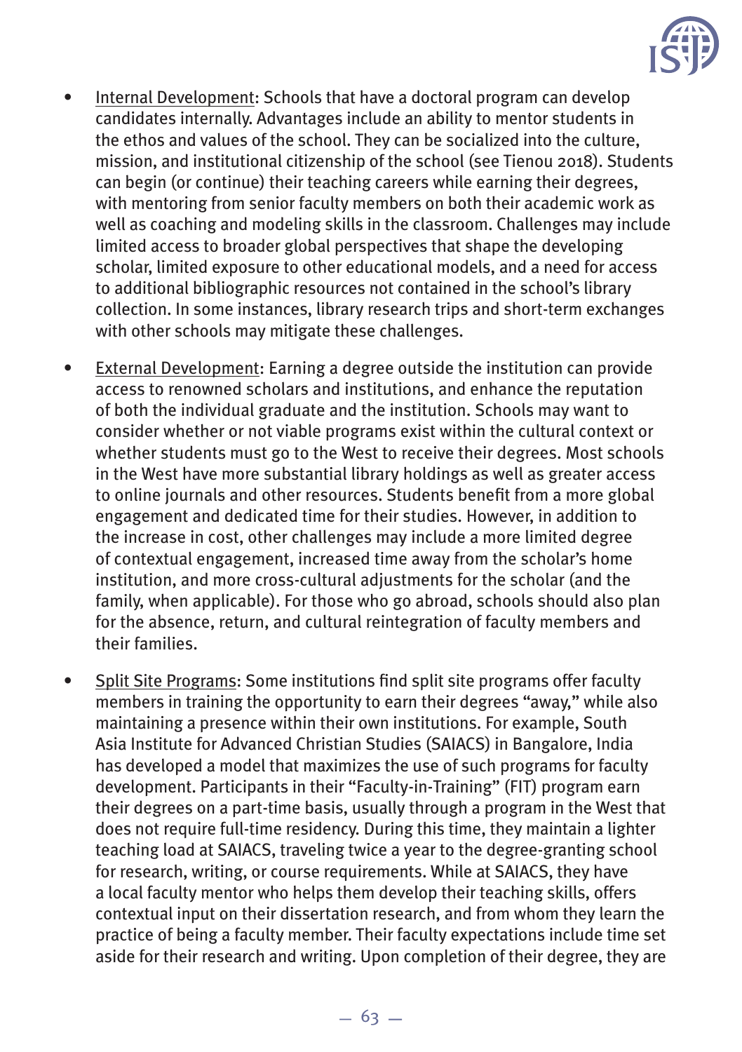- Internal Development: Schools that have a doctoral program can develop candidates internally. Advantages include an ability to mentor students in the ethos and values of the school. They can be socialized into the culture, mission, and institutional citizenship of the school (see Tienou 2018). Students can begin (or continue) their teaching careers while earning their degrees, with mentoring from senior faculty members on both their academic work as well as coaching and modeling skills in the classroom. Challenges may include limited access to broader global perspectives that shape the developing scholar, limited exposure to other educational models, and a need for access to additional bibliographic resources not contained in the school's library collection. In some instances, library research trips and short-term exchanges with other schools may mitigate these challenges.

- External Development: Earning a degree outside the institution can provide access to renowned scholars and institutions, and enhance the reputation of both the individual graduate and the institution. Schools may want to consider whether or not viable programs exist within the cultural context or whether students must go to the West to receive their degrees. Most schools in the West have more substantial library holdings as well as greater access to online journals and other resources. Students benefit from a more global engagement and dedicated time for their studies. However, in addition to the increase in cost, other challenges may include a more limited degree of contextual engagement, increased time away from the scholar's home institution, and more cross-cultural adjustments for the scholar (and the family, when applicable). For those who go abroad, schools should also plan for the absence, return, and cultural reintegration of faculty members and their families.

- Split Site Programs: Some institutions find split site programs offer faculty members in training the opportunity to earn their degrees "away," while also maintaining a presence within their own institutions. For example, South Asia Institute for Advanced Christian Studies (SAIACS) in Bangalore, India has developed a model that maximizes the use of such programs for faculty development. Participants in their "Faculty-in-Training" (FIT) program earn their degrees on a part-time basis, usually through a program in the West that does not require full-time residency. During this time, they maintain a lighter teaching load at SAIACS, traveling twice a year to the degree-granting school for research, writing, or course requirements. While at SAIACS, they have a local faculty mentor who helps them develop their teaching skills, offers contextual input on their dissertation research, and from whom they learn the practice of being a faculty member. Their faculty expectations include time set aside for their research and writing. Upon completion of their degree, they are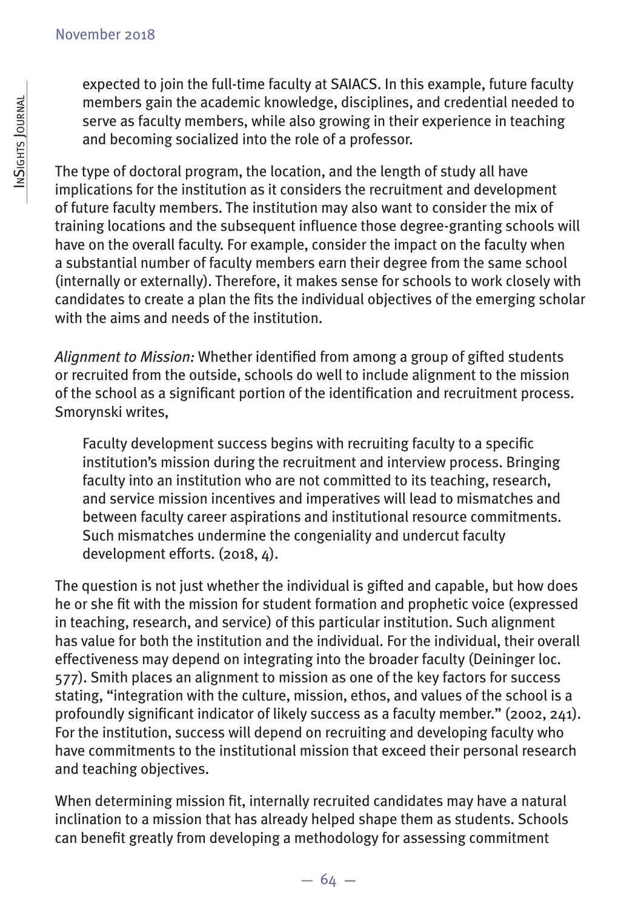> expected to join the full-time faculty at SAIACS. In this example, future faculty members gain the academic knowledge, disciplines, and credential needed to serve as faculty members, while also growing in their experience in teaching and becoming socialized into the role of a professor.

The type of doctoral program, the location, and the length of study all have implications for the institution as it considers the recruitment and development of future faculty members. The institution may also want to consider the mix of training locations and the subsequent influence those degree-granting schools will have on the overall faculty. For example, consider the impact on the faculty when a substantial number of faculty members earn their degree from the same school (internally or externally). Therefore, it makes sense for schools to work closely with candidates to create a plan the fits the individual objectives of the emerging scholar with the aims and needs of the institution.

*Alignment to Mission:* Whether identified from among a group of gifted students or recruited from the outside, schools do well to include alignment to the mission of the school as a significant portion of the identification and recruitment process. Smorynski writes,

> Faculty development success begins with recruiting faculty to a specific institution's mission during the recruitment and interview process. Bringing faculty into an institution who are not committed to its teaching, research, and service mission incentives and imperatives will lead to mismatches and between faculty career aspirations and institutional resource commitments. Such mismatches undermine the congeniality and undercut faculty development efforts. (2018, 4).

The question is not just whether the individual is gifted and capable, but how does he or she fit with the mission for student formation and prophetic voice (expressed in teaching, research, and service) of this particular institution. Such alignment has value for both the institution and the individual. For the individual, their overall effectiveness may depend on integrating into the broader faculty (Deininger loc. 577). Smith places an alignment to mission as one of the key factors for success stating, "integration with the culture, mission, ethos, and values of the school is a profoundly significant indicator of likely success as a faculty member." (2002, 241). For the institution, success will depend on recruiting and developing faculty who have commitments to the institutional mission that exceed their personal research and teaching objectives.

When determining mission fit, internally recruited candidates may have a natural inclination to a mission that has already helped shape them as students. Schools can benefit greatly from developing a methodology for assessing commitment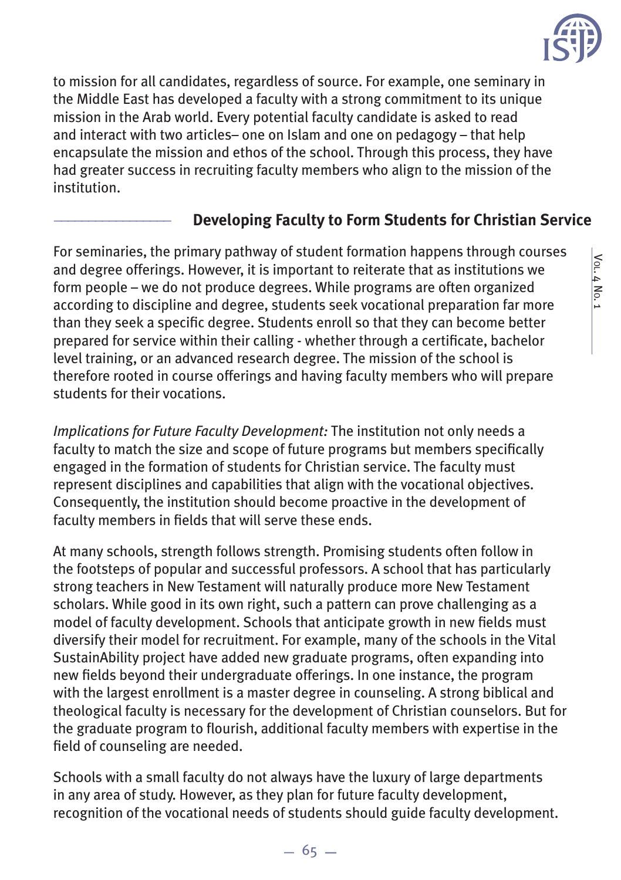to mission for all candidates, regardless of source. For example, one seminary in the Middle East has developed a faculty with a strong commitment to its unique mission in the Arab world. Every potential faculty candidate is asked to read and interact with two articles– one on Islam and one on pedagogy – that help encapsulate the mission and ethos of the school. Through this process, they have had greater success in recruiting faculty members who align to the mission of the institution.

## Developing Faculty to Form Students for Christian Service

For seminaries, the primary pathway of student formation happens through courses and degree offerings. However, it is important to reiterate that as institutions we form people – we do not produce degrees. While programs are often organized according to discipline and degree, students seek vocational preparation far more than they seek a specific degree. Students enroll so that they can become better prepared for service within their calling - whether through a certificate, bachelor level training, or an advanced research degree. The mission of the school is therefore rooted in course offerings and having faculty members who will prepare students for their vocations.

*Implications for Future Faculty Development:* The institution not only needs a faculty to match the size and scope of future programs but members specifically engaged in the formation of students for Christian service. The faculty must represent disciplines and capabilities that align with the vocational objectives. Consequently, the institution should become proactive in the development of faculty members in fields that will serve these ends.

At many schools, strength follows strength. Promising students often follow in the footsteps of popular and successful professors. A school that has particularly strong teachers in New Testament will naturally produce more New Testament scholars. While good in its own right, such a pattern can prove challenging as a model of faculty development. Schools that anticipate growth in new fields must diversify their model for recruitment. For example, many of the schools in the Vital SustainAbility project have added new graduate programs, often expanding into new fields beyond their undergraduate offerings. In one instance, the program with the largest enrollment is a master degree in counseling. A strong biblical and theological faculty is necessary for the development of Christian counselors. But for the graduate program to flourish, additional faculty members with expertise in the field of counseling are needed.

Schools with a small faculty do not always have the luxury of large departments in any area of study. However, as they plan for future faculty development, recognition of the vocational needs of students should guide faculty development.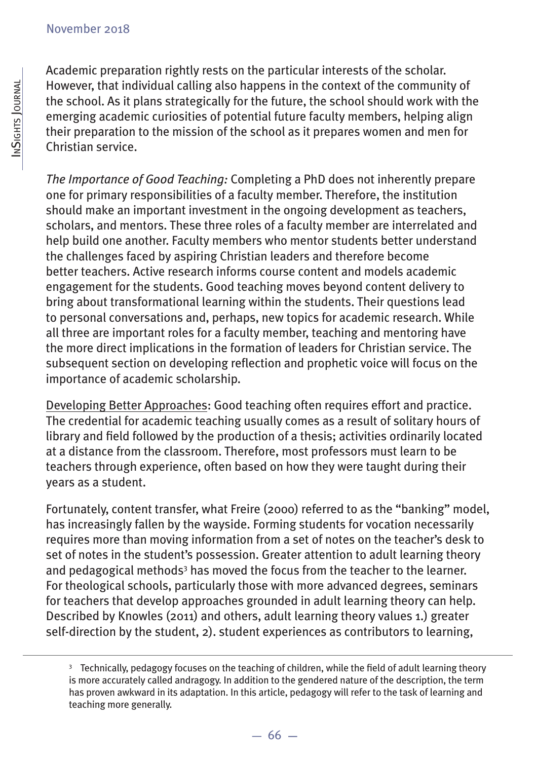Academic preparation rightly rests on the particular interests of the scholar. However, that individual calling also happens in the context of the community of the school. As it plans strategically for the future, the school should work with the emerging academic curiosities of potential future faculty members, helping align their preparation to the mission of the school as it prepares women and men for Christian service.

*The Importance of Good Teaching:* Completing a PhD does not inherently prepare one for primary responsibilities of a faculty member. Therefore, the institution should make an important investment in the ongoing development as teachers, scholars, and mentors. These three roles of a faculty member are interrelated and help build one another. Faculty members who mentor students better understand the challenges faced by aspiring Christian leaders and therefore become better teachers. Active research informs course content and models academic engagement for the students. Good teaching moves beyond content delivery to bring about transformational learning within the students. Their questions lead to personal conversations and, perhaps, new topics for academic research. While all three are important roles for a faculty member, teaching and mentoring have the more direct implications in the formation of leaders for Christian service. The subsequent section on developing reflection and prophetic voice will focus on the importance of academic scholarship.

<u>Developing Better Approaches</u>: Good teaching often requires effort and practice. The credential for academic teaching usually comes as a result of solitary hours of library and field followed by the production of a thesis; activities ordinarily located at a distance from the classroom. Therefore, most professors must learn to be teachers through experience, often based on how they were taught during their years as a student.

Fortunately, content transfer, what Freire (2000) referred to as the "banking" model, has increasingly fallen by the wayside. Forming students for vocation necessarily requires more than moving information from a set of notes on the teacher's desk to set of notes in the student's possession. Greater attention to adult learning theory and pedagogical methods[3] has moved the focus from the teacher to the learner. For theological schools, particularly those with more advanced degrees, seminars for teachers that develop approaches grounded in adult learning theory can help. Described by Knowles (2011) and others, adult learning theory values 1.) greater self-direction by the student, 2). student experiences as contributors to learning,

---

[3] Technically, pedagogy focuses on the teaching of children, while the field of adult learning theory is more accurately called andragogy. In addition to the gendered nature of the description, the term has proven awkward in its adaptation. In this article, pedagogy will refer to the task of learning and teaching more generally.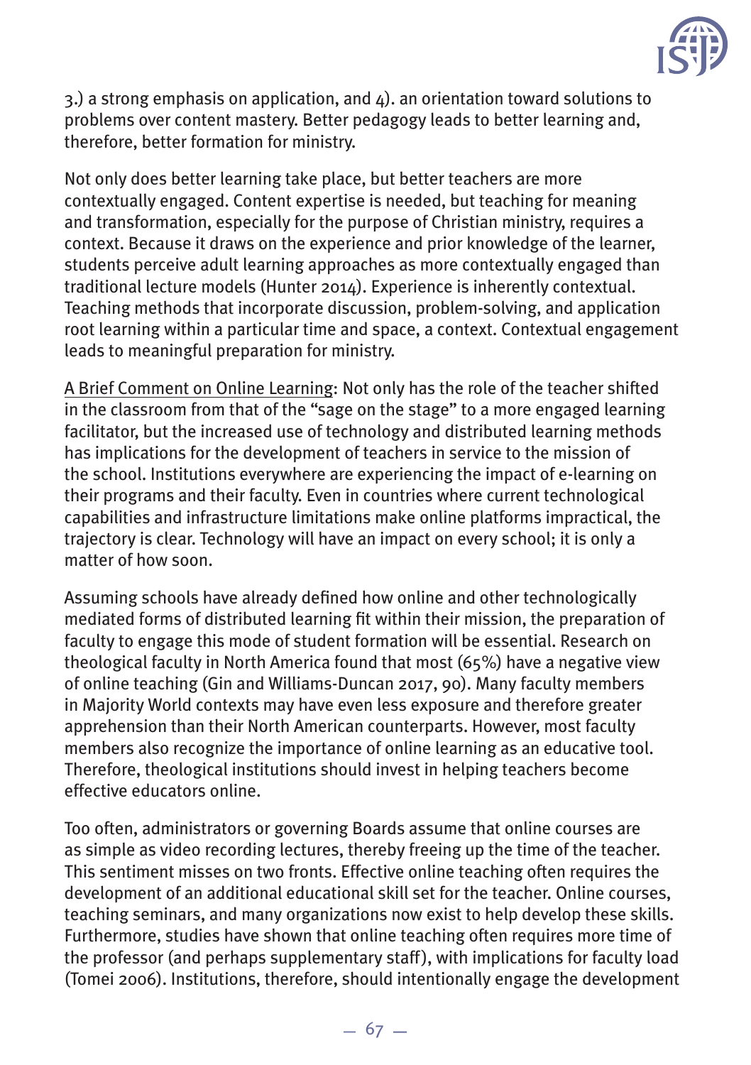3.) a strong emphasis on application, and 4). an orientation toward solutions to problems over content mastery. Better pedagogy leads to better learning and, therefore, better formation for ministry.

Not only does better learning take place, but better teachers are more contextually engaged. Content expertise is needed, but teaching for meaning and transformation, especially for the purpose of Christian ministry, requires a context. Because it draws on the experience and prior knowledge of the learner, students perceive adult learning approaches as more contextually engaged than traditional lecture models (Hunter 2014). Experience is inherently contextual. Teaching methods that incorporate discussion, problem-solving, and application root learning within a particular time and space, a context. Contextual engagement leads to meaningful preparation for ministry.

A Brief Comment on Online Learning: Not only has the role of the teacher shifted in the classroom from that of the "sage on the stage" to a more engaged learning facilitator, but the increased use of technology and distributed learning methods has implications for the development of teachers in service to the mission of the school. Institutions everywhere are experiencing the impact of e-learning on their programs and their faculty. Even in countries where current technological capabilities and infrastructure limitations make online platforms impractical, the trajectory is clear. Technology will have an impact on every school; it is only a matter of how soon.

Assuming schools have already defined how online and other technologically mediated forms of distributed learning fit within their mission, the preparation of faculty to engage this mode of student formation will be essential. Research on theological faculty in North America found that most (65%) have a negative view of online teaching (Gin and Williams-Duncan 2017, 90). Many faculty members in Majority World contexts may have even less exposure and therefore greater apprehension than their North American counterparts. However, most faculty members also recognize the importance of online learning as an educative tool. Therefore, theological institutions should invest in helping teachers become effective educators online.

Too often, administrators or governing Boards assume that online courses are as simple as video recording lectures, thereby freeing up the time of the teacher. This sentiment misses on two fronts. Effective online teaching often requires the development of an additional educational skill set for the teacher. Online courses, teaching seminars, and many organizations now exist to help develop these skills. Furthermore, studies have shown that online teaching often requires more time of the professor (and perhaps supplementary staff), with implications for faculty load (Tomei 2006). Institutions, therefore, should intentionally engage the development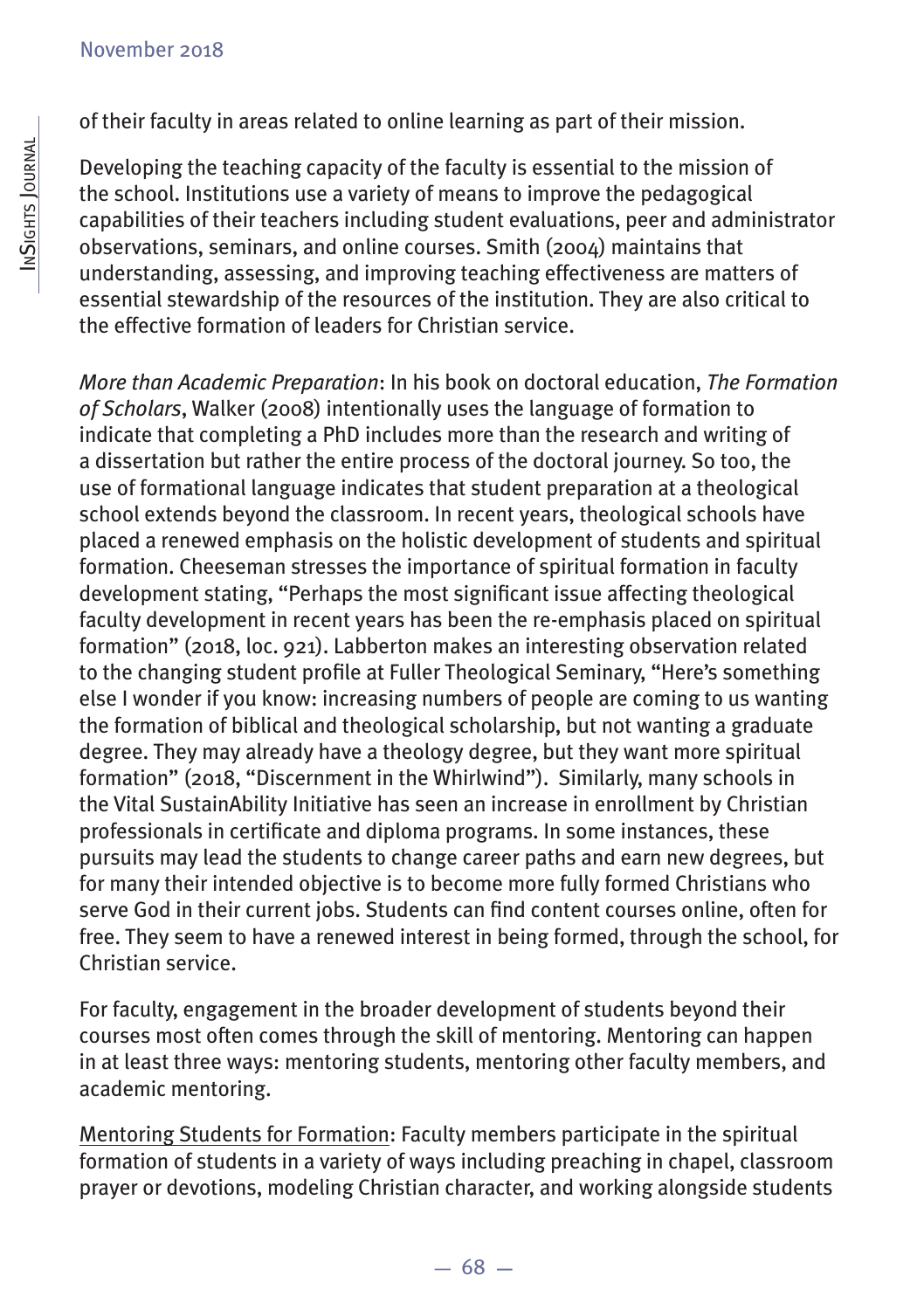of their faculty in areas related to online learning as part of their mission.

Developing the teaching capacity of the faculty is essential to the mission of the school. Institutions use a variety of means to improve the pedagogical capabilities of their teachers including student evaluations, peer and administrator observations, seminars, and online courses. Smith (2004) maintains that understanding, assessing, and improving teaching effectiveness are matters of essential stewardship of the resources of the institution. They are also critical to the effective formation of leaders for Christian service.

*More than Academic Preparation*: In his book on doctoral education, *The Formation of Scholars*, Walker (2008) intentionally uses the language of formation to indicate that completing a PhD includes more than the research and writing of a dissertation but rather the entire process of the doctoral journey. So too, the use of formational language indicates that student preparation at a theological school extends beyond the classroom. In recent years, theological schools have placed a renewed emphasis on the holistic development of students and spiritual formation. Cheeseman stresses the importance of spiritual formation in faculty development stating, "Perhaps the most significant issue affecting theological faculty development in recent years has been the re-emphasis placed on spiritual formation" (2018, loc. 921). Labberton makes an interesting observation related to the changing student profile at Fuller Theological Seminary, "Here's something else I wonder if you know: increasing numbers of people are coming to us wanting the formation of biblical and theological scholarship, but not wanting a graduate degree. They may already have a theology degree, but they want more spiritual formation" (2018, "Discernment in the Whirlwind"). Similarly, many schools in the Vital SustainAbility Initiative has seen an increase in enrollment by Christian professionals in certificate and diploma programs. In some instances, these pursuits may lead the students to change career paths and earn new degrees, but for many their intended objective is to become more fully formed Christians who serve God in their current jobs. Students can find content courses online, often for free. They seem to have a renewed interest in being formed, through the school, for Christian service.

For faculty, engagement in the broader development of students beyond their courses most often comes through the skill of mentoring. Mentoring can happen in at least three ways: mentoring students, mentoring other faculty members, and academic mentoring.

<u>Mentoring Students for Formation</u>: Faculty members participate in the spiritual formation of students in a variety of ways including preaching in chapel, classroom prayer or devotions, modeling Christian character, and working alongside students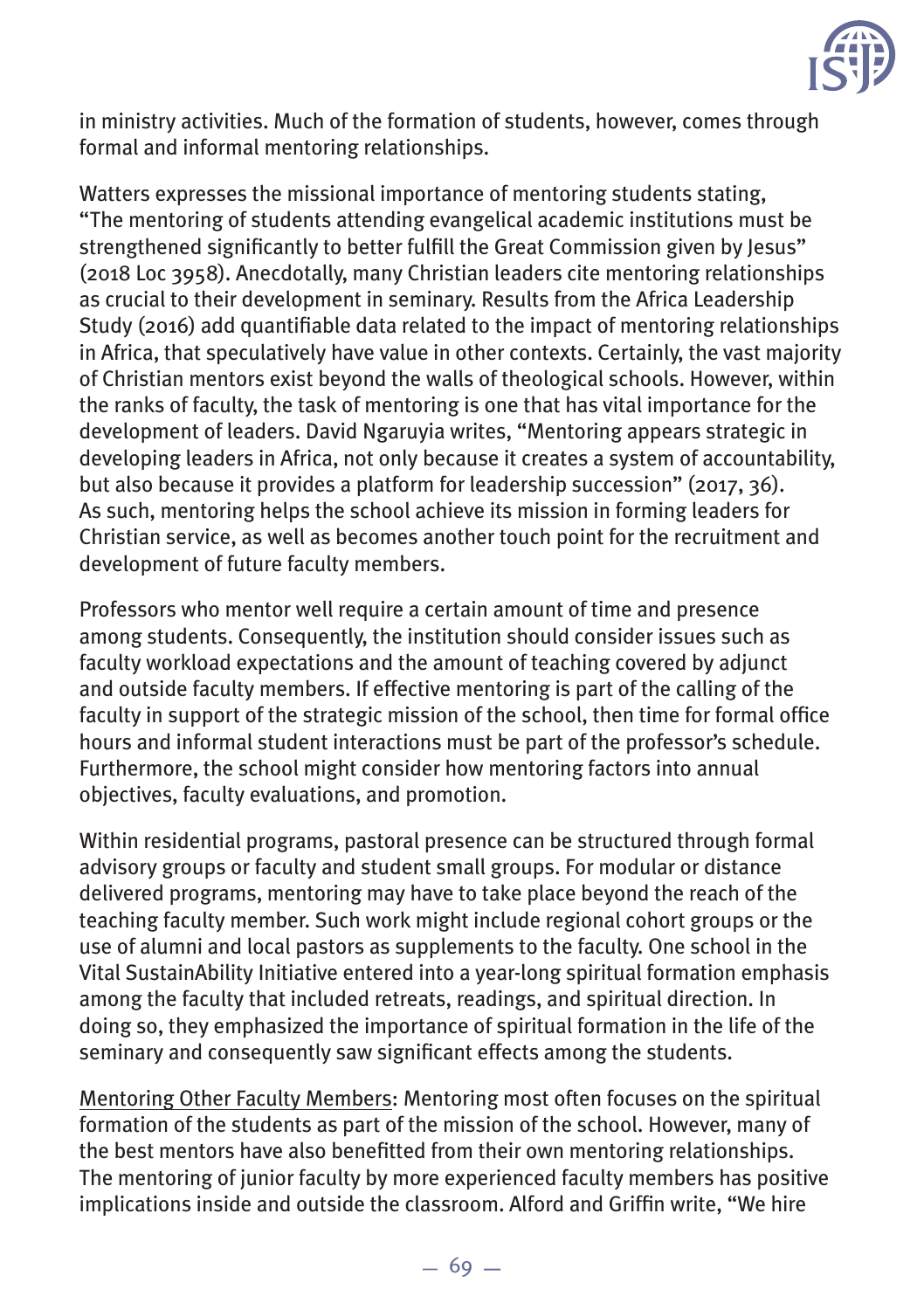in ministry activities. Much of the formation of students, however, comes through formal and informal mentoring relationships.

Watters expresses the missional importance of mentoring students stating, "The mentoring of students attending evangelical academic institutions must be strengthened significantly to better fulfill the Great Commission given by Jesus" (2018 Loc 3958). Anecdotally, many Christian leaders cite mentoring relationships as crucial to their development in seminary. Results from the Africa Leadership Study (2016) add quantifiable data related to the impact of mentoring relationships in Africa, that speculatively have value in other contexts. Certainly, the vast majority of Christian mentors exist beyond the walls of theological schools. However, within the ranks of faculty, the task of mentoring is one that has vital importance for the development of leaders. David Ngaruyia writes, "Mentoring appears strategic in developing leaders in Africa, not only because it creates a system of accountability, but also because it provides a platform for leadership succession" (2017, 36). As such, mentoring helps the school achieve its mission in forming leaders for Christian service, as well as becomes another touch point for the recruitment and development of future faculty members.

Professors who mentor well require a certain amount of time and presence among students. Consequently, the institution should consider issues such as faculty workload expectations and the amount of teaching covered by adjunct and outside faculty members. If effective mentoring is part of the calling of the faculty in support of the strategic mission of the school, then time for formal office hours and informal student interactions must be part of the professor's schedule. Furthermore, the school might consider how mentoring factors into annual objectives, faculty evaluations, and promotion.

Within residential programs, pastoral presence can be structured through formal advisory groups or faculty and student small groups. For modular or distance delivered programs, mentoring may have to take place beyond the reach of the teaching faculty member. Such work might include regional cohort groups or the use of alumni and local pastors as supplements to the faculty. One school in the Vital SustainAbility Initiative entered into a year-long spiritual formation emphasis among the faculty that included retreats, readings, and spiritual direction. In doing so, they emphasized the importance of spiritual formation in the life of the seminary and consequently saw significant effects among the students.

<u>Mentoring Other Faculty Members</u>: Mentoring most often focuses on the spiritual formation of the students as part of the mission of the school. However, many of the best mentors have also benefitted from their own mentoring relationships. The mentoring of junior faculty by more experienced faculty members has positive implications inside and outside the classroom. Alford and Griffin write, "We hire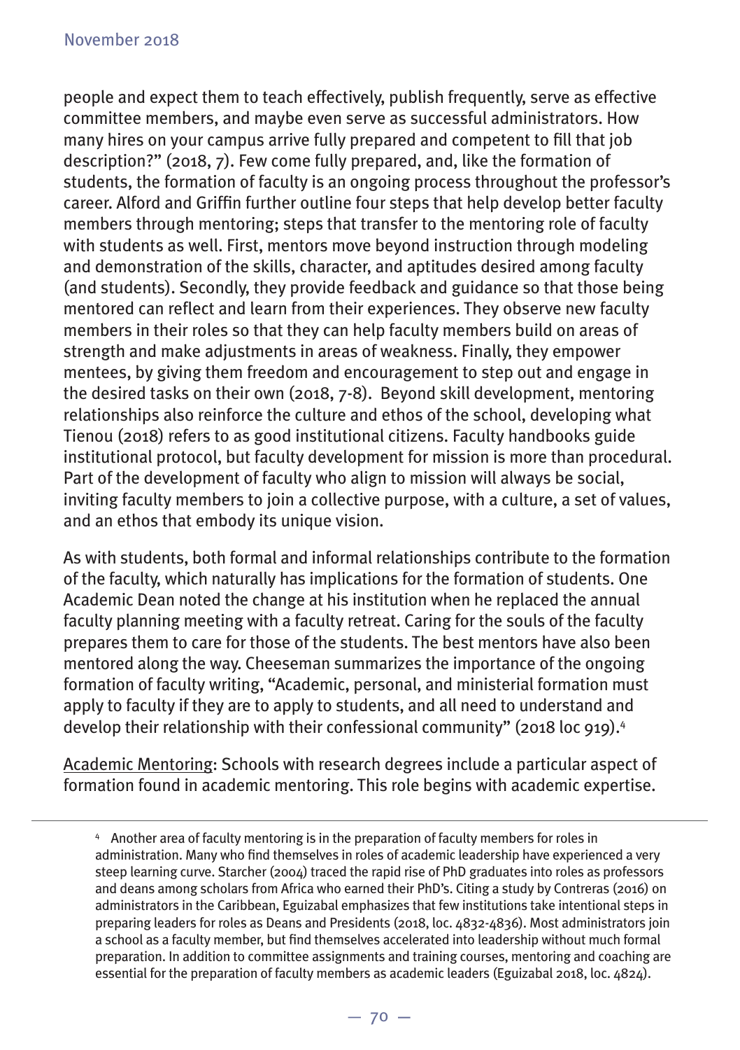people and expect them to teach effectively, publish frequently, serve as effective committee members, and maybe even serve as successful administrators. How many hires on your campus arrive fully prepared and competent to fill that job description?" (2018, 7). Few come fully prepared, and, like the formation of students, the formation of faculty is an ongoing process throughout the professor's career. Alford and Griffin further outline four steps that help develop better faculty members through mentoring; steps that transfer to the mentoring role of faculty with students as well. First, mentors move beyond instruction through modeling and demonstration of the skills, character, and aptitudes desired among faculty (and students). Secondly, they provide feedback and guidance so that those being mentored can reflect and learn from their experiences. They observe new faculty members in their roles so that they can help faculty members build on areas of strength and make adjustments in areas of weakness. Finally, they empower mentees, by giving them freedom and encouragement to step out and engage in the desired tasks on their own (2018, 7-8). Beyond skill development, mentoring relationships also reinforce the culture and ethos of the school, developing what Tienou (2018) refers to as good institutional citizens. Faculty handbooks guide institutional protocol, but faculty development for mission is more than procedural. Part of the development of faculty who align to mission will always be social, inviting faculty members to join a collective purpose, with a culture, a set of values, and an ethos that embody its unique vision.

As with students, both formal and informal relationships contribute to the formation of the faculty, which naturally has implications for the formation of students. One Academic Dean noted the change at his institution when he replaced the annual faculty planning meeting with a faculty retreat. Caring for the souls of the faculty prepares them to care for those of the students. The best mentors have also been mentored along the way. Cheeseman summarizes the importance of the ongoing formation of faculty writing, "Academic, personal, and ministerial formation must apply to faculty if they are to apply to students, and all need to understand and develop their relationship with their confessional community" (2018 loc 919).[4]

<u>Academic Mentoring</u>: Schools with research degrees include a particular aspect of formation found in academic mentoring. This role begins with academic expertise.

---

[4] Another area of faculty mentoring is in the preparation of faculty members for roles in administration. Many who find themselves in roles of academic leadership have experienced a very steep learning curve. Starcher (2004) traced the rapid rise of PhD graduates into roles as professors and deans among scholars from Africa who earned their PhD's. Citing a study by Contreras (2016) on administrators in the Caribbean, Eguizabal emphasizes that few institutions take intentional steps in preparing leaders for roles as Deans and Presidents (2018, loc. 4832-4836). Most administrators join a school as a faculty member, but find themselves accelerated into leadership without much formal preparation. In addition to committee assignments and training courses, mentoring and coaching are essential for the preparation of faculty members as academic leaders (Eguizabal 2018, loc. 4824).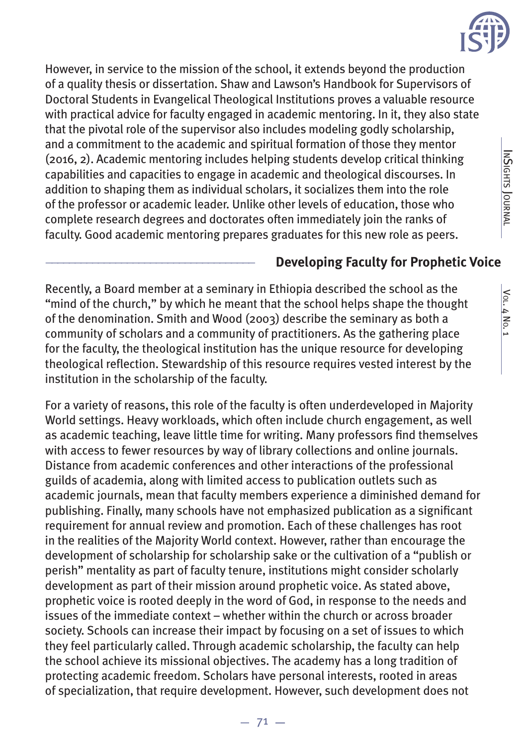However, in service to the mission of the school, it extends beyond the production of a quality thesis or dissertation. Shaw and Lawson's Handbook for Supervisors of Doctoral Students in Evangelical Theological Institutions proves a valuable resource with practical advice for faculty engaged in academic mentoring. In it, they also state that the pivotal role of the supervisor also includes modeling godly scholarship, and a commitment to the academic and spiritual formation of those they mentor (2016, 2). Academic mentoring includes helping students develop critical thinking capabilities and capacities to engage in academic and theological discourses. In addition to shaping them as individual scholars, it socializes them into the role of the professor or academic leader. Unlike other levels of education, those who complete research degrees and doctorates often immediately join the ranks of faculty. Good academic mentoring prepares graduates for this new role as peers.

## Developing Faculty for Prophetic Voice

Recently, a Board member at a seminary in Ethiopia described the school as the "mind of the church," by which he meant that the school helps shape the thought of the denomination. Smith and Wood (2003) describe the seminary as both a community of scholars and a community of practitioners. As the gathering place for the faculty, the theological institution has the unique resource for developing theological reflection. Stewardship of this resource requires vested interest by the institution in the scholarship of the faculty.

For a variety of reasons, this role of the faculty is often underdeveloped in Majority World settings. Heavy workloads, which often include church engagement, as well as academic teaching, leave little time for writing. Many professors find themselves with access to fewer resources by way of library collections and online journals. Distance from academic conferences and other interactions of the professional guilds of academia, along with limited access to publication outlets such as academic journals, mean that faculty members experience a diminished demand for publishing. Finally, many schools have not emphasized publication as a significant requirement for annual review and promotion. Each of these challenges has root in the realities of the Majority World context. However, rather than encourage the development of scholarship for scholarship sake or the cultivation of a "publish or perish" mentality as part of faculty tenure, institutions might consider scholarly development as part of their mission around prophetic voice. As stated above, prophetic voice is rooted deeply in the word of God, in response to the needs and issues of the immediate context – whether within the church or across broader society. Schools can increase their impact by focusing on a set of issues to which they feel particularly called. Through academic scholarship, the faculty can help the school achieve its missional objectives. The academy has a long tradition of protecting academic freedom. Scholars have personal interests, rooted in areas of specialization, that require development. However, such development does not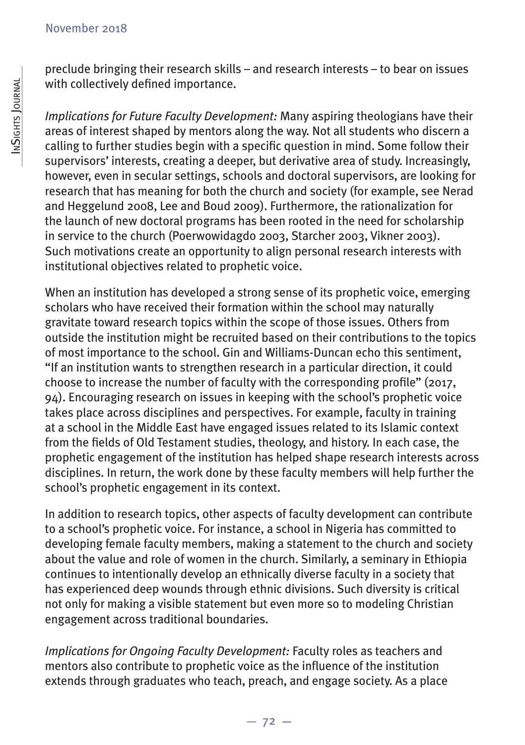preclude bringing their research skills – and research interests – to bear on issues with collectively defined importance.

*Implications for Future Faculty Development:* Many aspiring theologians have their areas of interest shaped by mentors along the way. Not all students who discern a calling to further studies begin with a specific question in mind. Some follow their supervisors' interests, creating a deeper, but derivative area of study. Increasingly, however, even in secular settings, schools and doctoral supervisors, are looking for research that has meaning for both the church and society (for example, see Nerad and Heggelund 2008, Lee and Boud 2009). Furthermore, the rationalization for the launch of new doctoral programs has been rooted in the need for scholarship in service to the church (Poerwowidagdo 2003, Starcher 2003, Vikner 2003). Such motivations create an opportunity to align personal research interests with institutional objectives related to prophetic voice.

When an institution has developed a strong sense of its prophetic voice, emerging scholars who have received their formation within the school may naturally gravitate toward research topics within the scope of those issues. Others from outside the institution might be recruited based on their contributions to the topics of most importance to the school. Gin and Williams-Duncan echo this sentiment, "If an institution wants to strengthen research in a particular direction, it could choose to increase the number of faculty with the corresponding profile" (2017, 94). Encouraging research on issues in keeping with the school's prophetic voice takes place across disciplines and perspectives. For example, faculty in training at a school in the Middle East have engaged issues related to its Islamic context from the fields of Old Testament studies, theology, and history. In each case, the prophetic engagement of the institution has helped shape research interests across disciplines. In return, the work done by these faculty members will help further the school's prophetic engagement in its context.

In addition to research topics, other aspects of faculty development can contribute to a school's prophetic voice. For instance, a school in Nigeria has committed to developing female faculty members, making a statement to the church and society about the value and role of women in the church. Similarly, a seminary in Ethiopia continues to intentionally develop an ethnically diverse faculty in a society that has experienced deep wounds through ethnic divisions. Such diversity is critical not only for making a visible statement but even more so to modeling Christian engagement across traditional boundaries.

*Implications for Ongoing Faculty Development:* Faculty roles as teachers and mentors also contribute to prophetic voice as the influence of the institution extends through graduates who teach, preach, and engage society. As a place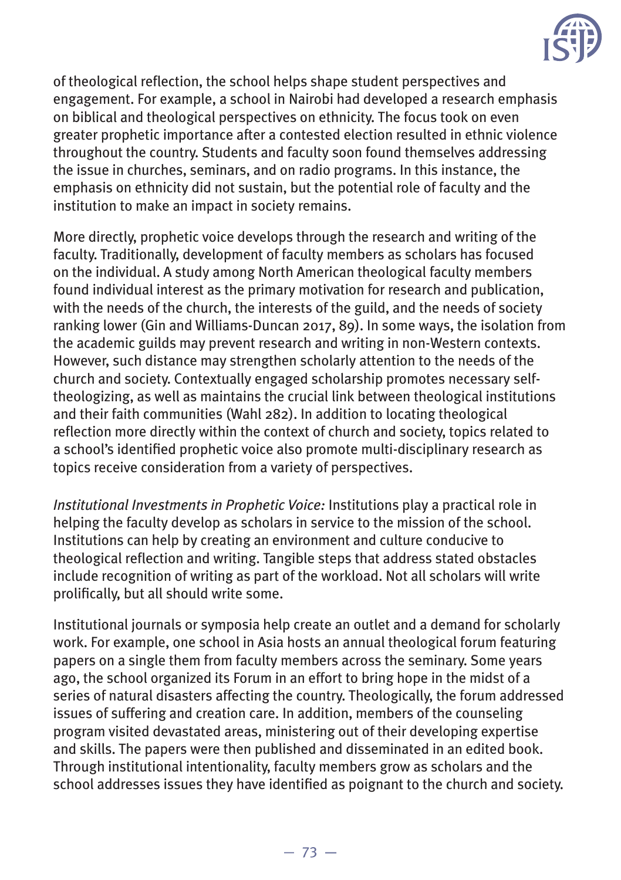of theological reflection, the school helps shape student perspectives and engagement. For example, a school in Nairobi had developed a research emphasis on biblical and theological perspectives on ethnicity. The focus took on even greater prophetic importance after a contested election resulted in ethnic violence throughout the country. Students and faculty soon found themselves addressing the issue in churches, seminars, and on radio programs. In this instance, the emphasis on ethnicity did not sustain, but the potential role of faculty and the institution to make an impact in society remains.

More directly, prophetic voice develops through the research and writing of the faculty. Traditionally, development of faculty members as scholars has focused on the individual. A study among North American theological faculty members found individual interest as the primary motivation for research and publication, with the needs of the church, the interests of the guild, and the needs of society ranking lower (Gin and Williams-Duncan 2017, 89). In some ways, the isolation from the academic guilds may prevent research and writing in non-Western contexts. However, such distance may strengthen scholarly attention to the needs of the church and society. Contextually engaged scholarship promotes necessary self-theologizing, as well as maintains the crucial link between theological institutions and their faith communities (Wahl 282). In addition to locating theological reflection more directly within the context of church and society, topics related to a school's identified prophetic voice also promote multi-disciplinary research as topics receive consideration from a variety of perspectives.

*Institutional Investments in Prophetic Voice:* Institutions play a practical role in helping the faculty develop as scholars in service to the mission of the school. Institutions can help by creating an environment and culture conducive to theological reflection and writing. Tangible steps that address stated obstacles include recognition of writing as part of the workload. Not all scholars will write prolifically, but all should write some.

Institutional journals or symposia help create an outlet and a demand for scholarly work. For example, one school in Asia hosts an annual theological forum featuring papers on a single them from faculty members across the seminary. Some years ago, the school organized its Forum in an effort to bring hope in the midst of a series of natural disasters affecting the country. Theologically, the forum addressed issues of suffering and creation care. In addition, members of the counseling program visited devastated areas, ministering out of their developing expertise and skills. The papers were then published and disseminated in an edited book. Through institutional intentionality, faculty members grow as scholars and the school addresses issues they have identified as poignant to the church and society.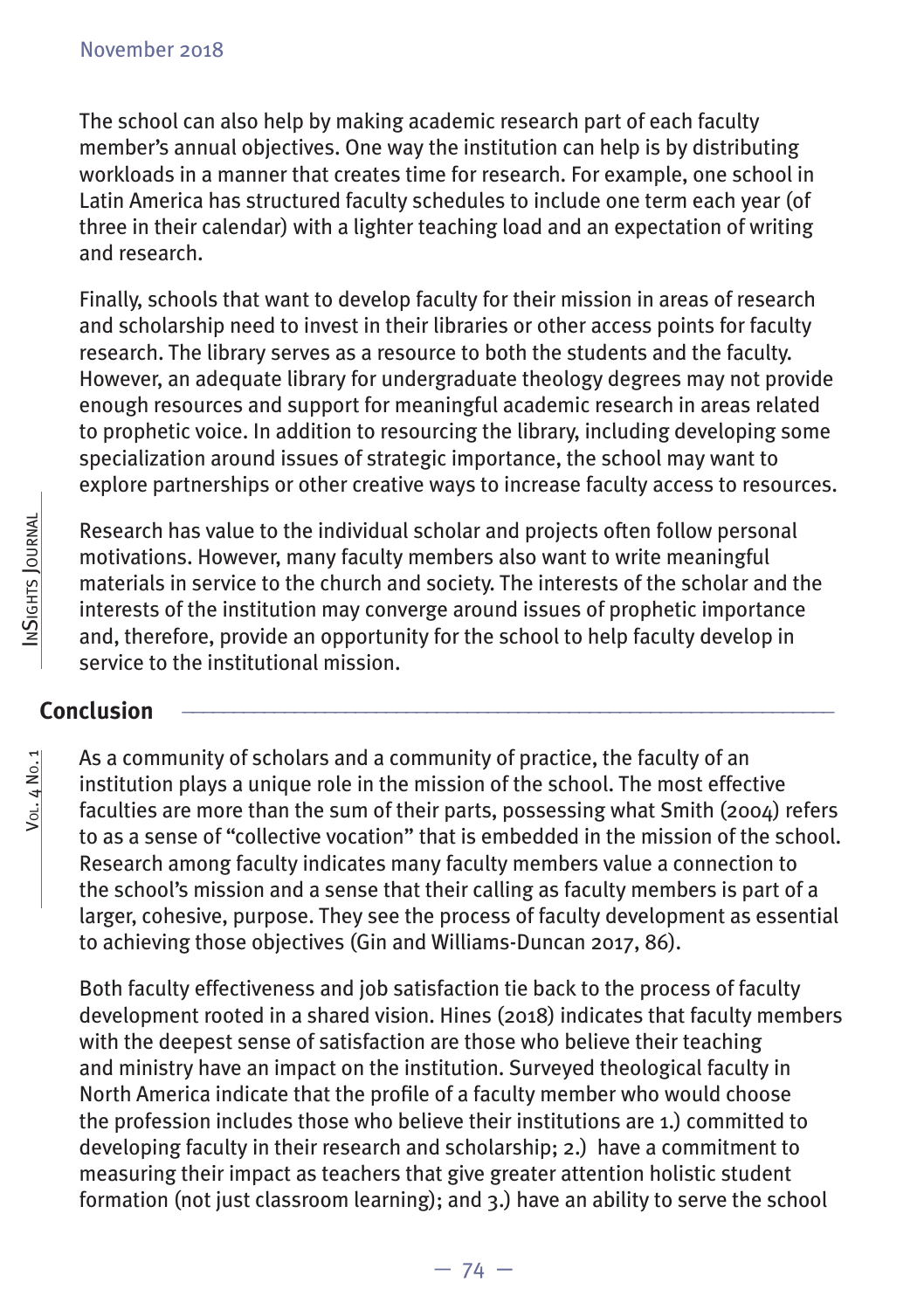The school can also help by making academic research part of each faculty member's annual objectives. One way the institution can help is by distributing workloads in a manner that creates time for research. For example, one school in Latin America has structured faculty schedules to include one term each year (of three in their calendar) with a lighter teaching load and an expectation of writing and research.

Finally, schools that want to develop faculty for their mission in areas of research and scholarship need to invest in their libraries or other access points for faculty research. The library serves as a resource to both the students and the faculty. However, an adequate library for undergraduate theology degrees may not provide enough resources and support for meaningful academic research in areas related to prophetic voice. In addition to resourcing the library, including developing some specialization around issues of strategic importance, the school may want to explore partnerships or other creative ways to increase faculty access to resources.

Research has value to the individual scholar and projects often follow personal motivations. However, many faculty members also want to write meaningful materials in service to the church and society. The interests of the scholar and the interests of the institution may converge around issues of prophetic importance and, therefore, provide an opportunity for the school to help faculty develop in service to the institutional mission.

## Conclusion

As a community of scholars and a community of practice, the faculty of an institution plays a unique role in the mission of the school. The most effective faculties are more than the sum of their parts, possessing what Smith (2004) refers to as a sense of "collective vocation" that is embedded in the mission of the school. Research among faculty indicates many faculty members value a connection to the school's mission and a sense that their calling as faculty members is part of a larger, cohesive, purpose. They see the process of faculty development as essential to achieving those objectives (Gin and Williams-Duncan 2017, 86).

Both faculty effectiveness and job satisfaction tie back to the process of faculty development rooted in a shared vision. Hines (2018) indicates that faculty members with the deepest sense of satisfaction are those who believe their teaching and ministry have an impact on the institution. Surveyed theological faculty in North America indicate that the profile of a faculty member who would choose the profession includes those who believe their institutions are 1.) committed to developing faculty in their research and scholarship; 2.) have a commitment to measuring their impact as teachers that give greater attention holistic student formation (not just classroom learning); and 3.) have an ability to serve the school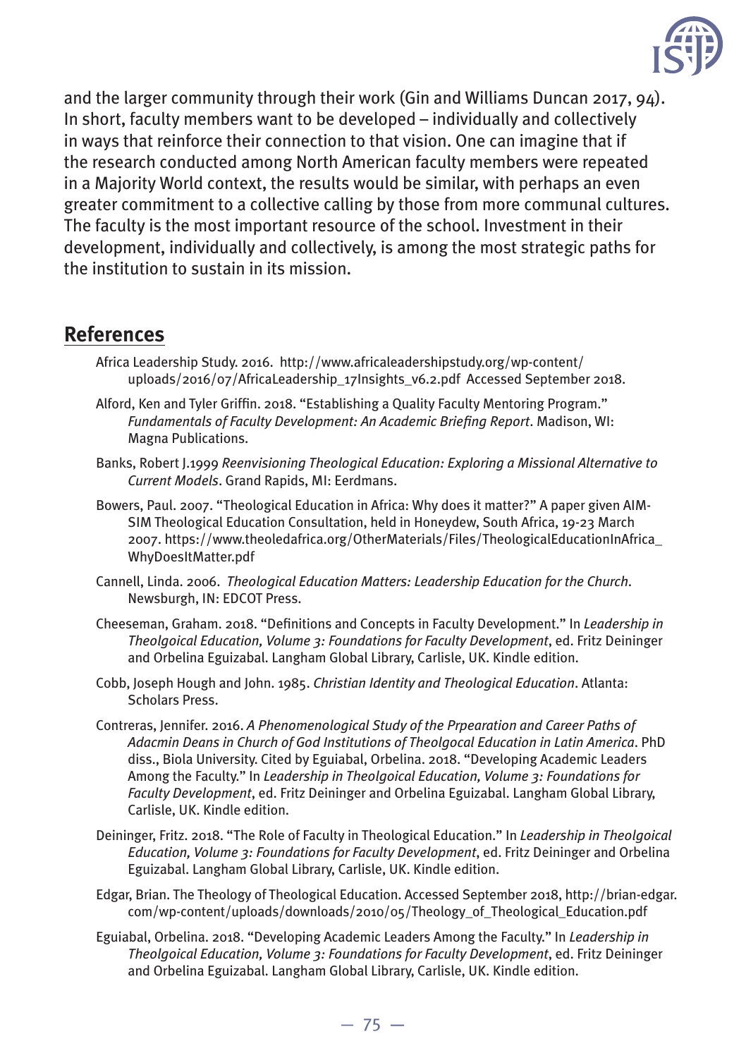and the larger community through their work (Gin and Williams Duncan 2017, 94). In short, faculty members want to be developed – individually and collectively in ways that reinforce their connection to that vision. One can imagine that if the research conducted among North American faculty members were repeated in a Majority World context, the results would be similar, with perhaps an even greater commitment to a collective calling by those from more communal cultures. The faculty is the most important resource of the school. Investment in their development, individually and collectively, is among the most strategic paths for the institution to sustain in its mission.

## References

Africa Leadership Study. 2016. http://www.africaleadershipstudy.org/wp-content/uploads/2016/07/AfricaLeadership_17Insights_v6.2.pdf Accessed September 2018.

Alford, Ken and Tyler Griffin. 2018. "Establishing a Quality Faculty Mentoring Program." *Fundamentals of Faculty Development: An Academic Briefing Report*. Madison, WI: Magna Publications.

Banks, Robert J.1999 *Reenvisioning Theological Education: Exploring a Missional Alternative to Current Models*. Grand Rapids, MI: Eerdmans.

Bowers, Paul. 2007. "Theological Education in Africa: Why does it matter?" A paper given AIM-SIM Theological Education Consultation, held in Honeydew, South Africa, 19-23 March 2007. https://www.theoledafrica.org/OtherMaterials/Files/TheologicalEducationInAfrica_WhyDoesItMatter.pdf

Cannell, Linda. 2006. *Theological Education Matters: Leadership Education for the Church*. Newsburgh, IN: EDCOT Press.

Cheeseman, Graham. 2018. "Definitions and Concepts in Faculty Development." In *Leadership in Theolgoical Education, Volume 3: Foundations for Faculty Development*, ed. Fritz Deininger and Orbelina Eguizabal. Langham Global Library, Carlisle, UK. Kindle edition.

Cobb, Joseph Hough and John. 1985. *Christian Identity and Theological Education*. Atlanta: Scholars Press.

Contreras, Jennifer. 2016. *A Phenomenological Study of the Prpearation and Career Paths of Adacmin Deans in Church of God Institutions of Theolgocal Education in Latin America*. PhD diss., Biola University. Cited by Eguiabal, Orbelina. 2018. "Developing Academic Leaders Among the Faculty." In *Leadership in Theolgoical Education, Volume 3: Foundations for Faculty Development*, ed. Fritz Deininger and Orbelina Eguizabal. Langham Global Library, Carlisle, UK. Kindle edition.

Deininger, Fritz. 2018. "The Role of Faculty in Theological Education." In *Leadership in Theolgoical Education, Volume 3: Foundations for Faculty Development*, ed. Fritz Deininger and Orbelina Eguizabal. Langham Global Library, Carlisle, UK. Kindle edition.

Edgar, Brian. The Theology of Theological Education. Accessed September 2018, http://brian-edgar.com/wp-content/uploads/downloads/2010/05/Theology_of_Theological_Education.pdf

Eguiabal, Orbelina. 2018. "Developing Academic Leaders Among the Faculty." In *Leadership in Theolgoical Education, Volume 3: Foundations for Faculty Development*, ed. Fritz Deininger and Orbelina Eguizabal. Langham Global Library, Carlisle, UK. Kindle edition.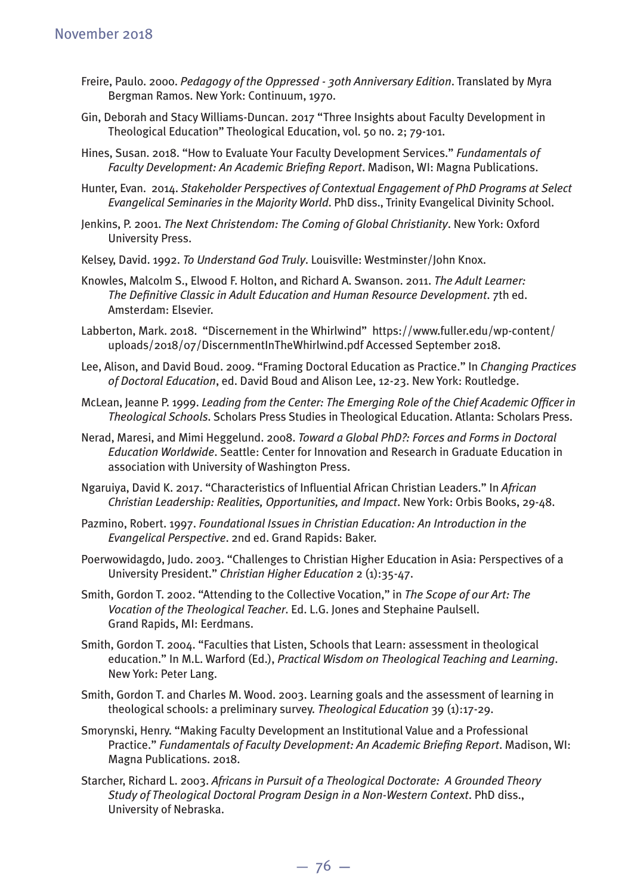Freire, Paulo. 2000. *Pedagogy of the Oppressed - 30th Anniversary Edition*. Translated by Myra Bergman Ramos. New York: Continuum, 1970.

Gin, Deborah and Stacy Williams-Duncan. 2017 "Three Insights about Faculty Development in Theological Education" Theological Education, vol. 50 no. 2; 79-101.

Hines, Susan. 2018. "How to Evaluate Your Faculty Development Services." *Fundamentals of Faculty Development: An Academic Briefing Report*. Madison, WI: Magna Publications.

Hunter, Evan. 2014. *Stakeholder Perspectives of Contextual Engagement of PhD Programs at Select Evangelical Seminaries in the Majority World*. PhD diss., Trinity Evangelical Divinity School.

Jenkins, P. 2001. *The Next Christendom: The Coming of Global Christianity*. New York: Oxford University Press.

Kelsey, David. 1992. *To Understand God Truly*. Louisville: Westminster/John Knox.

Knowles, Malcolm S., Elwood F. Holton, and Richard A. Swanson. 2011. *The Adult Learner: The Definitive Classic in Adult Education and Human Resource Development*. 7th ed. Amsterdam: Elsevier.

Labberton, Mark. 2018. "Discernement in the Whirlwind" https://www.fuller.edu/wp-content/uploads/2018/07/DiscernmentInTheWhirlwind.pdf Accessed September 2018.

Lee, Alison, and David Boud. 2009. "Framing Doctoral Education as Practice." In *Changing Practices of Doctoral Education*, ed. David Boud and Alison Lee, 12-23. New York: Routledge.

McLean, Jeanne P. 1999. *Leading from the Center: The Emerging Role of the Chief Academic Officer in Theological Schools*. Scholars Press Studies in Theological Education. Atlanta: Scholars Press.

Nerad, Maresi, and Mimi Heggelund. 2008. *Toward a Global PhD?: Forces and Forms in Doctoral Education Worldwide*. Seattle: Center for Innovation and Research in Graduate Education in association with University of Washington Press.

Ngaruiya, David K. 2017. "Characteristics of Influential African Christian Leaders." In *African Christian Leadership: Realities, Opportunities, and Impact*. New York: Orbis Books, 29-48.

Pazmino, Robert. 1997. *Foundational Issues in Christian Education: An Introduction in the Evangelical Perspective*. 2nd ed. Grand Rapids: Baker.

Poerwowidagdo, Judo. 2003. "Challenges to Christian Higher Education in Asia: Perspectives of a University President." *Christian Higher Education* 2 (1):35-47.

Smith, Gordon T. 2002. "Attending to the Collective Vocation," in *The Scope of our Art: The Vocation of the Theological Teacher*. Ed. L.G. Jones and Stephaine Paulsell. Grand Rapids, MI: Eerdmans.

Smith, Gordon T. 2004. "Faculties that Listen, Schools that Learn: assessment in theological education." In M.L. Warford (Ed.), *Practical Wisdom on Theological Teaching and Learning*. New York: Peter Lang.

Smith, Gordon T. and Charles M. Wood. 2003. Learning goals and the assessment of learning in theological schools: a preliminary survey. *Theological Education* 39 (1):17-29.

Smorynski, Henry. "Making Faculty Development an Institutional Value and a Professional Practice." *Fundamentals of Faculty Development: An Academic Briefing Report*. Madison, WI: Magna Publications. 2018.

Starcher, Richard L. 2003. *Africans in Pursuit of a Theological Doctorate: A Grounded Theory Study of Theological Doctoral Program Design in a Non-Western Context*. PhD diss., University of Nebraska.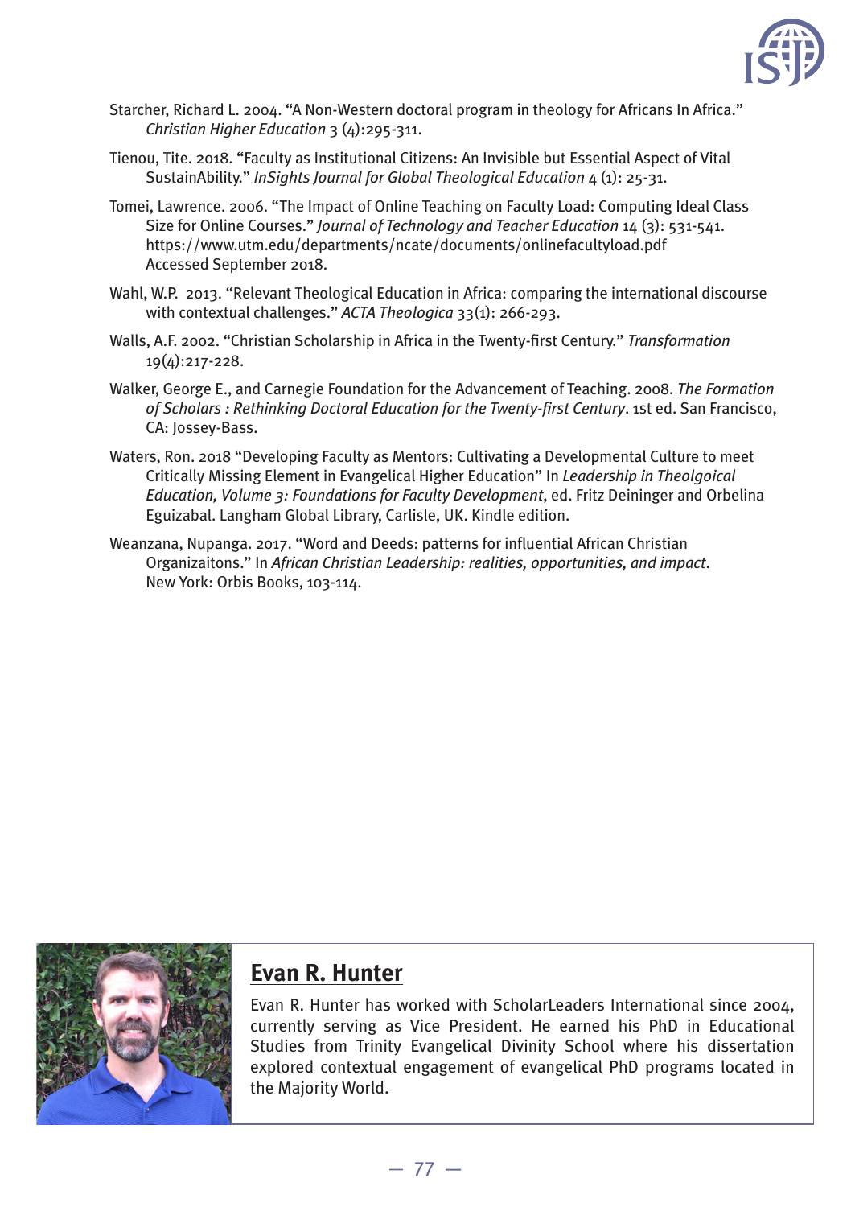Starcher, Richard L. 2004. "A Non-Western doctoral program in theology for Africans In Africa." *Christian Higher Education* 3 (4):295-311.

Tienou, Tite. 2018. "Faculty as Institutional Citizens: An Invisible but Essential Aspect of Vital SustainAbility." *InSights Journal for Global Theological Education* 4 (1): 25-31.

Tomei, Lawrence. 2006. "The Impact of Online Teaching on Faculty Load: Computing Ideal Class Size for Online Courses." *Journal of Technology and Teacher Education* 14 (3): 531-541. https://www.utm.edu/departments/ncate/documents/onlinefacultyload.pdf Accessed September 2018.

Wahl, W.P. 2013. "Relevant Theological Education in Africa: comparing the international discourse with contextual challenges." *ACTA Theologica* 33(1): 266-293.

Walls, A.F. 2002. "Christian Scholarship in Africa in the Twenty-first Century." *Transformation* 19(4):217-228.

Walker, George E., and Carnegie Foundation for the Advancement of Teaching. 2008. *The Formation of Scholars : Rethinking Doctoral Education for the Twenty-first Century*. 1st ed. San Francisco, CA: Jossey-Bass.

Waters, Ron. 2018 "Developing Faculty as Mentors: Cultivating a Developmental Culture to meet Critically Missing Element in Evangelical Higher Education" In *Leadership in Theolgoical Education, Volume 3: Foundations for Faculty Development*, ed. Fritz Deininger and Orbelina Eguizabal. Langham Global Library, Carlisle, UK. Kindle edition.

Weanzana, Nupanga. 2017. "Word and Deeds: patterns for influential African Christian Organizaitons." In *African Christian Leadership: realities, opportunities, and impact*. New York: Orbis Books, 103-114.

## Evan R. Hunter

Evan R. Hunter has worked with ScholarLeaders International since 2004, currently serving as Vice President. He earned his PhD in Educational Studies from Trinity Evangelical Divinity School where his dissertation explored contextual engagement of evangelical PhD programs located in the Majority World.